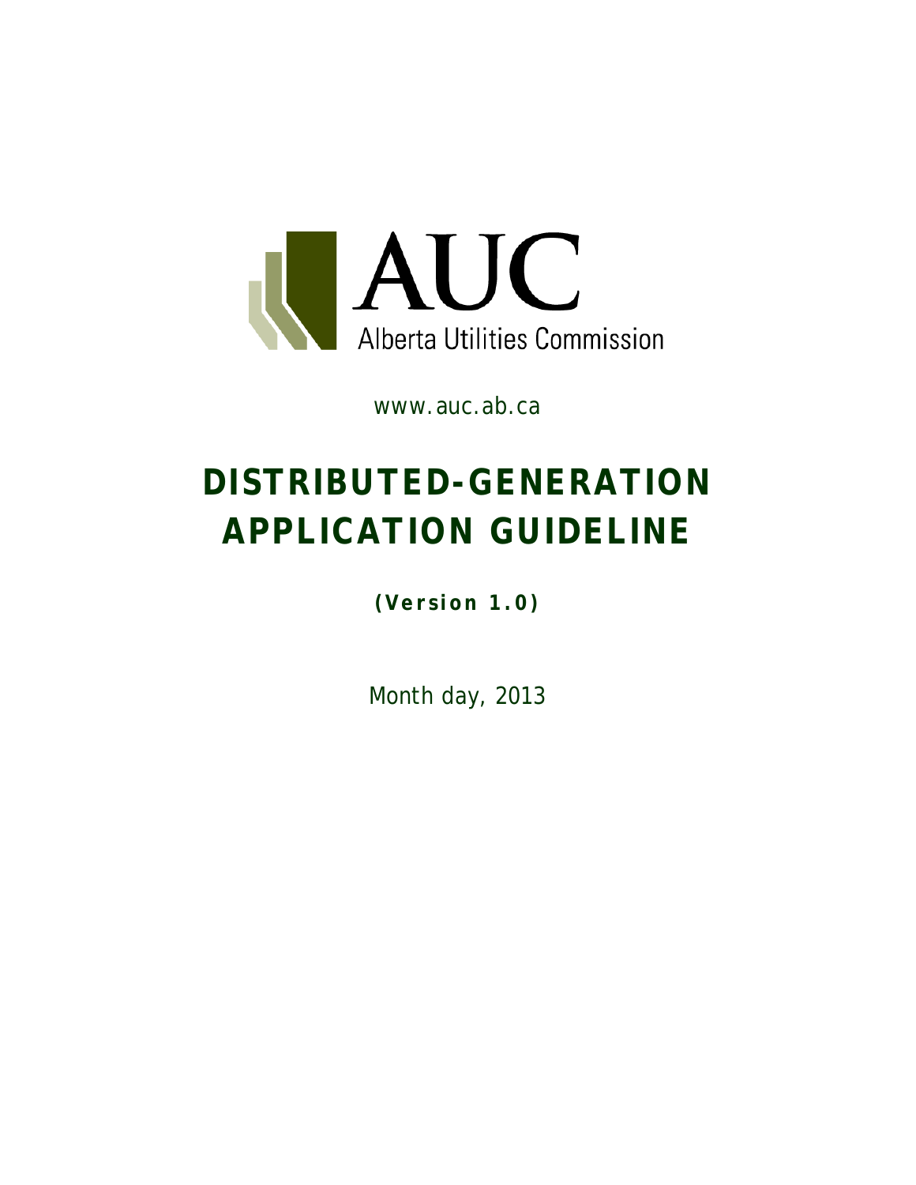AUC

Alberta Utilities Commission

www.auc.ab.ca

# DISTRIBUTED-GENERATION APPLICATION GUIDELINE

**(Version 1.0)**

Month day, 2013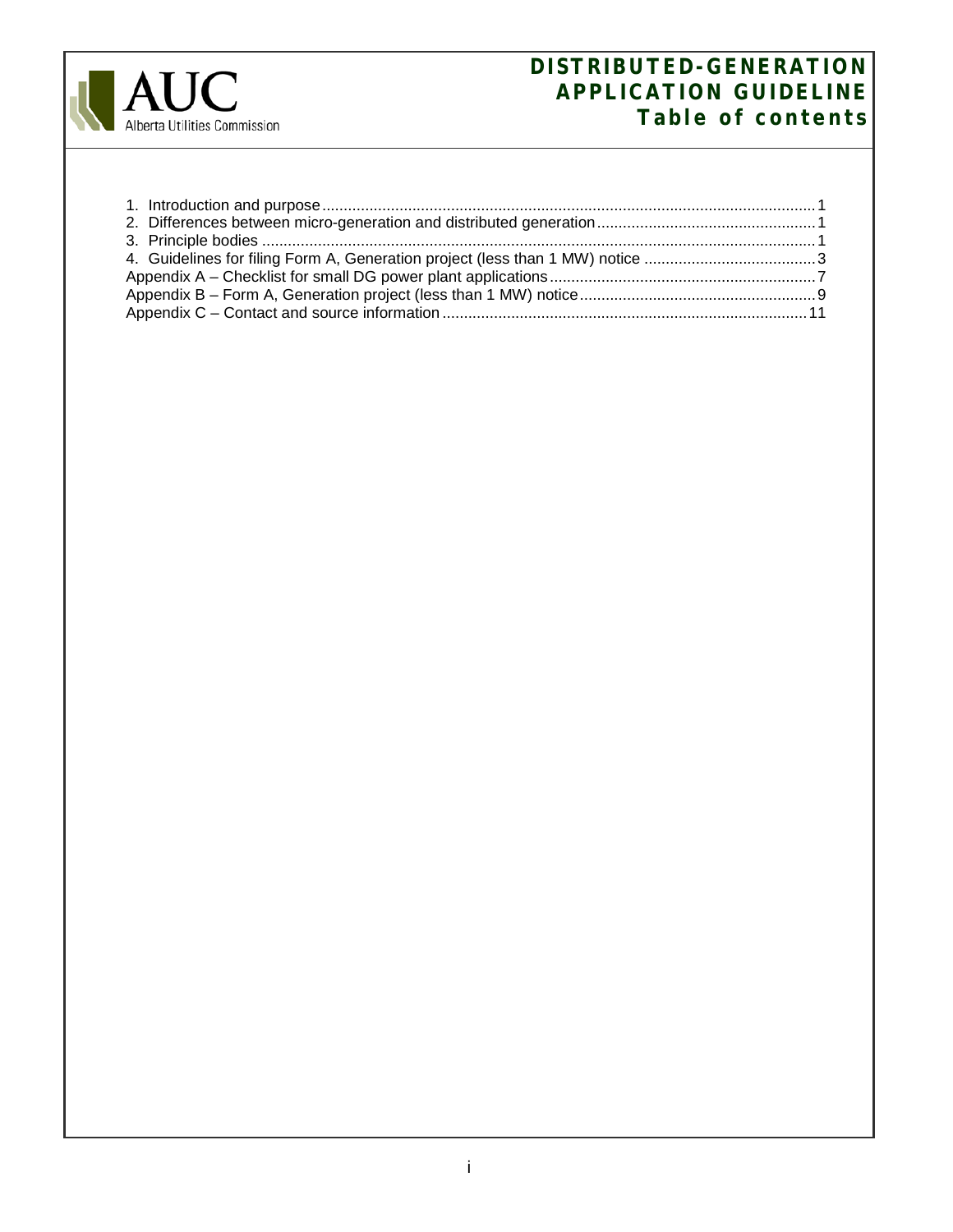# DISTRIBUTED-GENERATION APPLICATION GUIDELINE
## Table of contents

1. Introduction and purpose .......... 1
2. Differences between micro-generation and distributed generation .......... 1
3. Principle bodies .......... 1
4. Guidelines for filing Form A, Generation project (less than 1 MW) notice .......... 3

Appendix A – Checklist for small DG power plant applications .......... 7
Appendix B – Form A, Generation project (less than 1 MW) notice .......... 9
Appendix C – Contact and source information .......... 11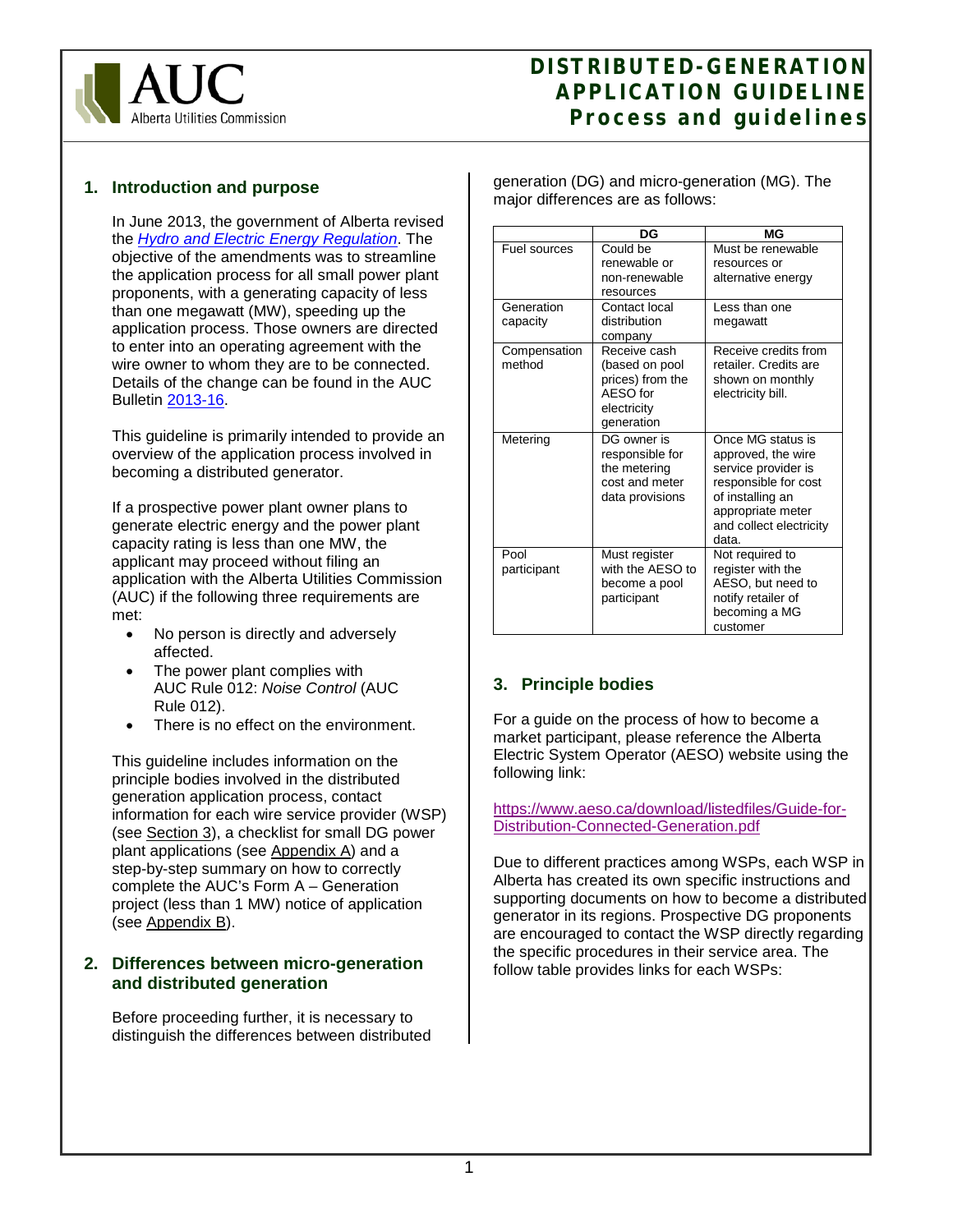## 1. Introduction and purpose

In June 2013, the government of Alberta revised the *Hydro and Electric Energy Regulation*. The objective of the amendments was to streamline the application process for all small power plant proponents, with a generating capacity of less than one megawatt (MW), speeding up the application process. Those owners are directed to enter into an operating agreement with the wire owner to whom they are to be connected. Details of the change can be found in the AUC Bulletin 2013-16.

This guideline is primarily intended to provide an overview of the application process involved in becoming a distributed generator.

If a prospective power plant owner plans to generate electric energy and the power plant capacity rating is less than one MW, the applicant may proceed without filing an application with the Alberta Utilities Commission (AUC) if the following three requirements are met:

- No person is directly and adversely affected.
- The power plant complies with AUC Rule 012: *Noise Control* (AUC Rule 012).
- There is no effect on the environment.

This guideline includes information on the principle bodies involved in the distributed generation application process, contact information for each wire service provider (WSP) (see Section 3), a checklist for small DG power plant applications (see Appendix A) and a step-by-step summary on how to correctly complete the AUC's Form A – Generation project (less than 1 MW) notice of application (see Appendix B).

## 2. Differences between micro-generation and distributed generation

Before proceeding further, it is necessary to distinguish the differences between distributed generation (DG) and micro-generation (MG). The major differences are as follows:

| | DG | MG |
|---|---|---|
| Fuel sources | Could be renewable or non-renewable resources | Must be renewable resources or alternative energy |
| Generation capacity | Contact local distribution company | Less than one megawatt |
| Compensation method | Receive cash (based on pool prices) from the AESO for electricity generation | Receive credits from retailer. Credits are shown on monthly electricity bill. |
| Metering | DG owner is responsible for the metering cost and meter data provisions | Once MG status is approved, the wire service provider is responsible for cost of installing an appropriate meter and collect electricity data. |
| Pool participant | Must register with the AESO to become a pool participant | Not required to register with the AESO, but need to notify retailer of becoming a MG customer |

## 3. Principle bodies

For a guide on the process of how to become a market participant, please reference the Alberta Electric System Operator (AESO) website using the following link:

https://www.aeso.ca/download/listedfiles/Guide-for-Distribution-Connected-Generation.pdf

Due to different practices among WSPs, each WSP in Alberta has created its own specific instructions and supporting documents on how to become a distributed generator in its regions. Prospective DG proponents are encouraged to contact the WSP directly regarding the specific procedures in their service area. The follow table provides links for each WSPs: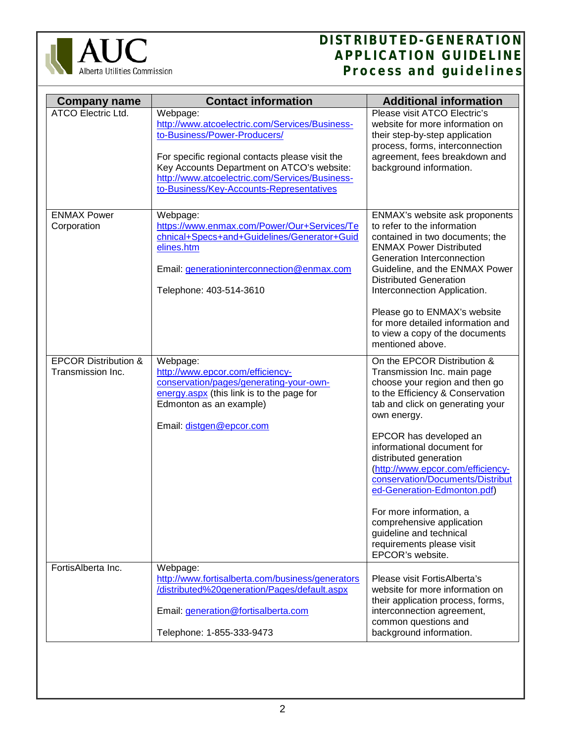| Company name | Contact information | Additional information |
|---|---|---|
| ATCO Electric Ltd. | Webpage: http://www.atcoelectric.com/Services/Business-to-Business/Power-Producers/ <br><br> For specific regional contacts please visit the Key Accounts Department on ATCO's website: http://www.atcoelectric.com/Services/Business-to-Business/Key-Accounts-Representatives | Please visit ATCO Electric's website for more information on their step-by-step application process, forms, interconnection agreement, fees breakdown and background information. |
| ENMAX Power Corporation | Webpage: https://www.enmax.com/Power/Our+Services/Technical+Specs+and+Guidelines/Generator+Guidelines.htm <br><br> Email: generationinterconnection@enmax.com <br><br> Telephone: 403-514-3610 | ENMAX's website ask proponents to refer to the information contained in two documents; the ENMAX Power Distributed Generation Interconnection Guideline, and the ENMAX Power Distributed Generation Interconnection Application. <br><br> Please go to ENMAX's website for more detailed information and to view a copy of the documents mentioned above. |
| EPCOR Distribution & Transmission Inc. | Webpage: http://www.epcor.com/efficiency-conservation/pages/generating-your-own-energy.aspx (this link is to the page for Edmonton as an example) <br><br> Email: distgen@epcor.com | On the EPCOR Distribution & Transmission Inc. main page choose your region and then go to the Efficiency & Conservation tab and click on generating your own energy. <br><br> EPCOR has developed an informational document for distributed generation (http://www.epcor.com/efficiency-conservation/Documents/Distributed-Generation-Edmonton.pdf) <br><br> For more information, a comprehensive application guideline and technical requirements please visit EPCOR's website. |
| FortisAlberta Inc. | Webpage: http://www.fortisalberta.com/business/generators/distributed%20generation/Pages/default.aspx <br><br> Email: generation@fortisalberta.com <br><br> Telephone: 1-855-333-9473 | Please visit FortisAlberta's website for more information on their application process, forms, interconnection agreement, common questions and background information. |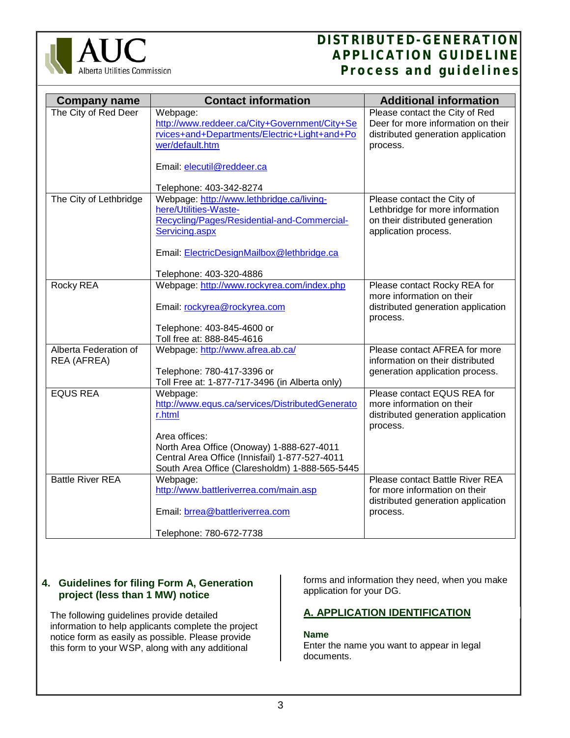| Company name | Contact information | Additional information |
|---|---|---|
| The City of Red Deer | Webpage: http://www.reddeer.ca/City+Government/City+Services+and+Departments/Electric+Light+and+Power/default.htm<br><br>Email: elecutil@reddeer.ca<br><br>Telephone: 403-342-8274 | Please contact the City of Red Deer for more information on their distributed generation application process. |
| The City of Lethbridge | Webpage: http://www.lethbridge.ca/living-here/Utilities-Waste-Recycling/Pages/Residential-and-Commercial-Servicing.aspx<br><br>Email: ElectricDesignMailbox@lethbridge.ca<br><br>Telephone: 403-320-4886 | Please contact the City of Lethbridge for more information on their distributed generation application process. |
| Rocky REA | Webpage: http://www.rockyrea.com/index.php<br><br>Email: rockyrea@rockyrea.com<br><br>Telephone: 403-845-4600 or<br>Toll free at: 888-845-4616 | Please contact Rocky REA for more information on their distributed generation application process. |
| Alberta Federation of REA (AFREA) | Webpage: http://www.afrea.ab.ca/<br><br>Telephone: 780-417-3396 or<br>Toll Free at: 1-877-717-3496 (in Alberta only) | Please contact AFREA for more information on their distributed generation application process. |
| EQUS REA | Webpage: http://www.equs.ca/services/DistributedGenerator.html<br><br>Area offices:<br>North Area Office (Onoway) 1-888-627-4011<br>Central Area Office (Innisfail) 1-877-527-4011<br>South Area Office (Claresholdm) 1-888-565-5445 | Please contact EQUS REA for more information on their distributed generation application process. |
| Battle River REA | Webpage: http://www.battleriverrea.com/main.asp<br><br>Email: brrea@battleriverrea.com<br><br>Telephone: 780-672-7738 | Please contact Battle River REA for more information on their distributed generation application process. |

## 4. Guidelines for filing Form A, Generation project (less than 1 MW) notice

The following guidelines provide detailed information to help applicants complete the project notice form as easily as possible. Please provide this form to your WSP, along with any additional forms and information they need, when you make application for your DG.

### A. APPLICATION IDENTIFICATION

**Name**

Enter the name you want to appear in legal documents.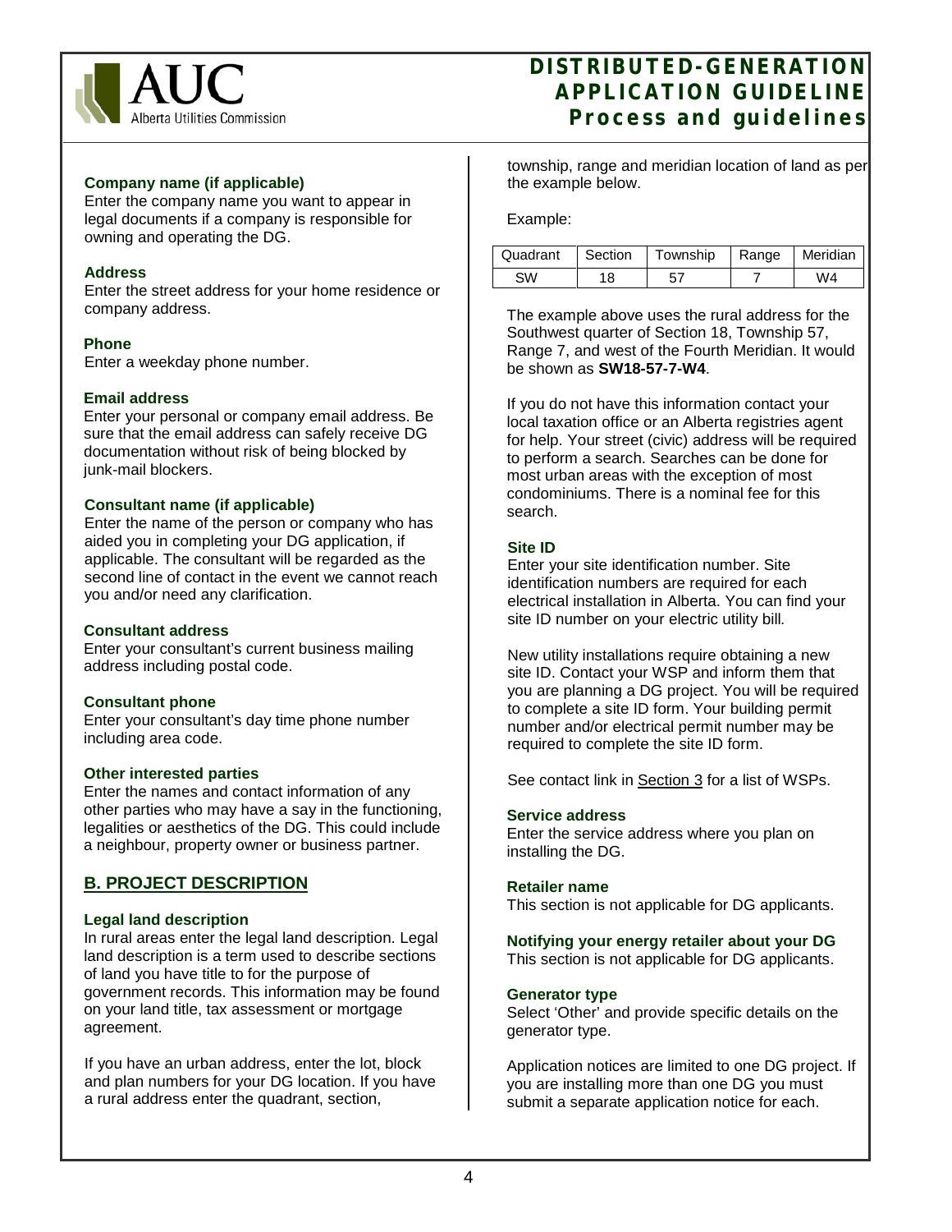### Company name (if applicable)

Enter the company name you want to appear in legal documents if a company is responsible for owning and operating the DG.

### Address

Enter the street address for your home residence or company address.

### Phone

Enter a weekday phone number.

### Email address

Enter your personal or company email address. Be sure that the email address can safely receive DG documentation without risk of being blocked by junk-mail blockers.

### Consultant name (if applicable)

Enter the name of the person or company who has aided you in completing your DG application, if applicable. The consultant will be regarded as the second line of contact in the event we cannot reach you and/or need any clarification.

### Consultant address

Enter your consultant's current business mailing address including postal code.

### Consultant phone

Enter your consultant's day time phone number including area code.

### Other interested parties

Enter the names and contact information of any other parties who may have a say in the functioning, legalities or aesthetics of the DG. This could include a neighbour, property owner or business partner.

## B. PROJECT DESCRIPTION

### Legal land description

In rural areas enter the legal land description. Legal land description is a term used to describe sections of land you have title to for the purpose of government records. This information may be found on your land title, tax assessment or mortgage agreement.

If you have an urban address, enter the lot, block and plan numbers for your DG location. If you have a rural address enter the quadrant, section, township, range and meridian location of land as per the example below.

Example:

| Quadrant | Section | Township | Range | Meridian |
|---|---|---|---|---|
| SW | 18 | 57 | 7 | W4 |

The example above uses the rural address for the Southwest quarter of Section 18, Township 57, Range 7, and west of the Fourth Meridian. It would be shown as **SW18-57-7-W4**.

If you do not have this information contact your local taxation office or an Alberta registries agent for help. Your street (civic) address will be required to perform a search. Searches can be done for most urban areas with the exception of most condominiums. There is a nominal fee for this search.

### Site ID

Enter your site identification number. Site identification numbers are required for each electrical installation in Alberta. You can find your site ID number on your electric utility bill.

New utility installations require obtaining a new site ID. Contact your WSP and inform them that you are planning a DG project. You will be required to complete a site ID form. Your building permit number and/or electrical permit number may be required to complete the site ID form.

See contact link in Section 3 for a list of WSPs.

### Service address

Enter the service address where you plan on installing the DG.

### Retailer name

This section is not applicable for DG applicants.

### Notifying your energy retailer about your DG

This section is not applicable for DG applicants.

### Generator type

Select 'Other' and provide specific details on the generator type.

Application notices are limited to one DG project. If you are installing more than one DG you must submit a separate application notice for each.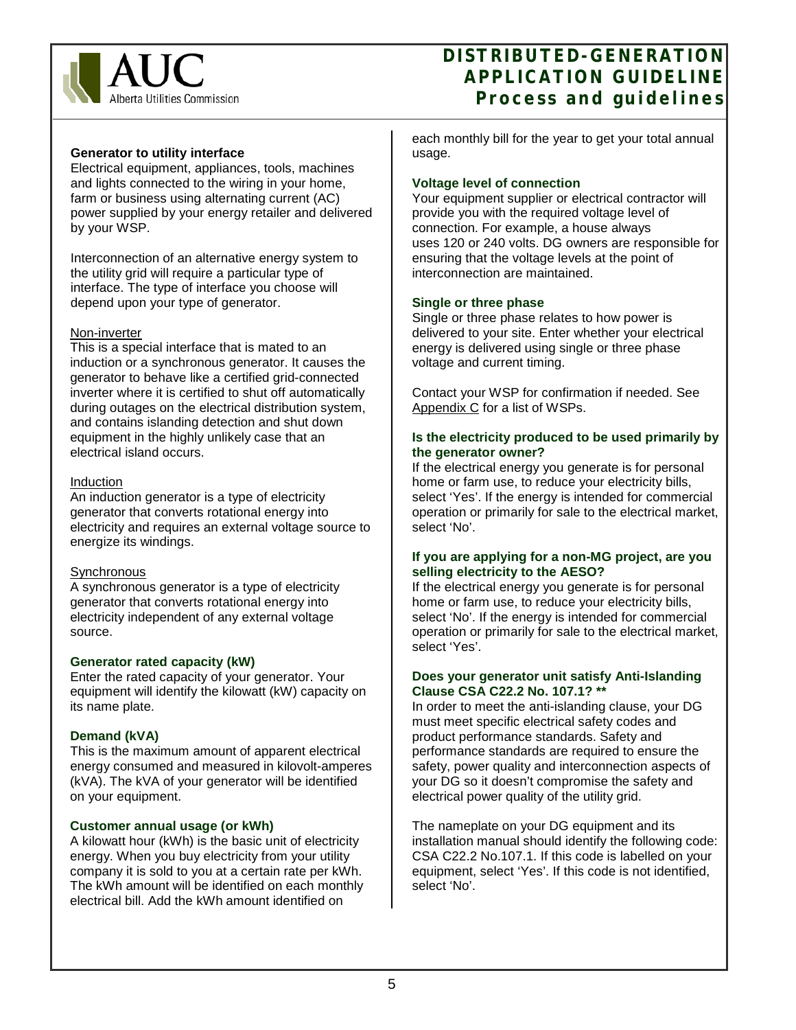**Generator to utility interface**

Electrical equipment, appliances, tools, machines and lights connected to the wiring in your home, farm or business using alternating current (AC) power supplied by your energy retailer and delivered by your WSP.

Interconnection of an alternative energy system to the utility grid will require a particular type of interface. The type of interface you choose will depend upon your type of generator.

Non-inverter

This is a special interface that is mated to an induction or a synchronous generator. It causes the generator to behave like a certified grid-connected inverter where it is certified to shut off automatically during outages on the electrical distribution system, and contains islanding detection and shut down equipment in the highly unlikely case that an electrical island occurs.

Induction

An induction generator is a type of electricity generator that converts rotational energy into electricity and requires an external voltage source to energize its windings.

Synchronous

A synchronous generator is a type of electricity generator that converts rotational energy into electricity independent of any external voltage source.

**Generator rated capacity (kW)**

Enter the rated capacity of your generator. Your equipment will identify the kilowatt (kW) capacity on its name plate.

**Demand (kVA)**

This is the maximum amount of apparent electrical energy consumed and measured in kilovolt-amperes (kVA). The kVA of your generator will be identified on your equipment.

**Customer annual usage (or kWh)**

A kilowatt hour (kWh) is the basic unit of electricity energy. When you buy electricity from your utility company it is sold to you at a certain rate per kWh. The kWh amount will be identified on each monthly electrical bill. Add the kWh amount identified on each monthly bill for the year to get your total annual usage.

**Voltage level of connection**

Your equipment supplier or electrical contractor will provide you with the required voltage level of connection. For example, a house always uses 120 or 240 volts. DG owners are responsible for ensuring that the voltage levels at the point of interconnection are maintained.

**Single or three phase**

Single or three phase relates to how power is delivered to your site. Enter whether your electrical energy is delivered using single or three phase voltage and current timing.

Contact your WSP for confirmation if needed. See Appendix C for a list of WSPs.

**Is the electricity produced to be used primarily by the generator owner?**

If the electrical energy you generate is for personal home or farm use, to reduce your electricity bills, select 'Yes'. If the energy is intended for commercial operation or primarily for sale to the electrical market, select 'No'.

**If you are applying for a non-MG project, are you selling electricity to the AESO?**

If the electrical energy you generate is for personal home or farm use, to reduce your electricity bills, select 'No'. If the energy is intended for commercial operation or primarily for sale to the electrical market, select 'Yes'.

**Does your generator unit satisfy Anti-Islanding Clause CSA C22.2 No. 107.1? \*\***

In order to meet the anti-islanding clause, your DG must meet specific electrical safety codes and product performance standards. Safety and performance standards are required to ensure the safety, power quality and interconnection aspects of your DG so it doesn't compromise the safety and electrical power quality of the utility grid.

The nameplate on your DG equipment and its installation manual should identify the following code: CSA C22.2 No.107.1. If this code is labelled on your equipment, select 'Yes'. If this code is not identified, select 'No'.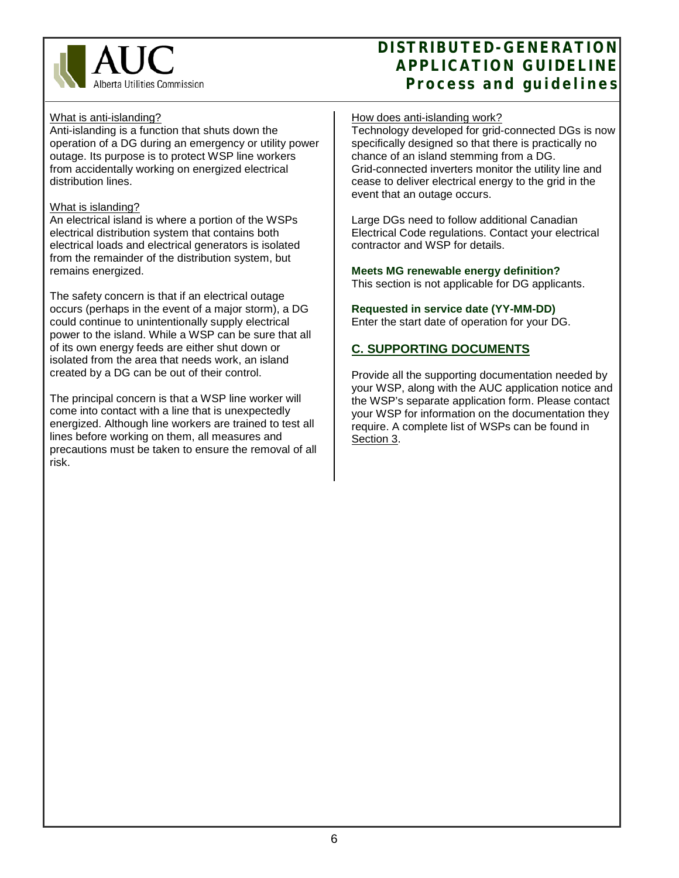What is anti-islanding?

Anti-islanding is a function that shuts down the operation of a DG during an emergency or utility power outage. Its purpose is to protect WSP line workers from accidentally working on energized electrical distribution lines.

What is islanding?

An electrical island is where a portion of the WSPs electrical distribution system that contains both electrical loads and electrical generators is isolated from the remainder of the distribution system, but remains energized.

The safety concern is that if an electrical outage occurs (perhaps in the event of a major storm), a DG could continue to unintentionally supply electrical power to the island. While a WSP can be sure that all of its own energy feeds are either shut down or isolated from the area that needs work, an island created by a DG can be out of their control.

The principal concern is that a WSP line worker will come into contact with a line that is unexpectedly energized. Although line workers are trained to test all lines before working on them, all measures and precautions must be taken to ensure the removal of all risk.

How does anti-islanding work?

Technology developed for grid-connected DGs is now specifically designed so that there is practically no chance of an island stemming from a DG. Grid-connected inverters monitor the utility line and cease to deliver electrical energy to the grid in the event that an outage occurs.

Large DGs need to follow additional Canadian Electrical Code regulations. Contact your electrical contractor and WSP for details.

**Meets MG renewable energy definition?**

This section is not applicable for DG applicants.

**Requested in service date (YY-MM-DD)**

Enter the start date of operation for your DG.

## C. SUPPORTING DOCUMENTS

Provide all the supporting documentation needed by your WSP, along with the AUC application notice and the WSP's separate application form. Please contact your WSP for information on the documentation they require. A complete list of WSPs can be found in Section 3.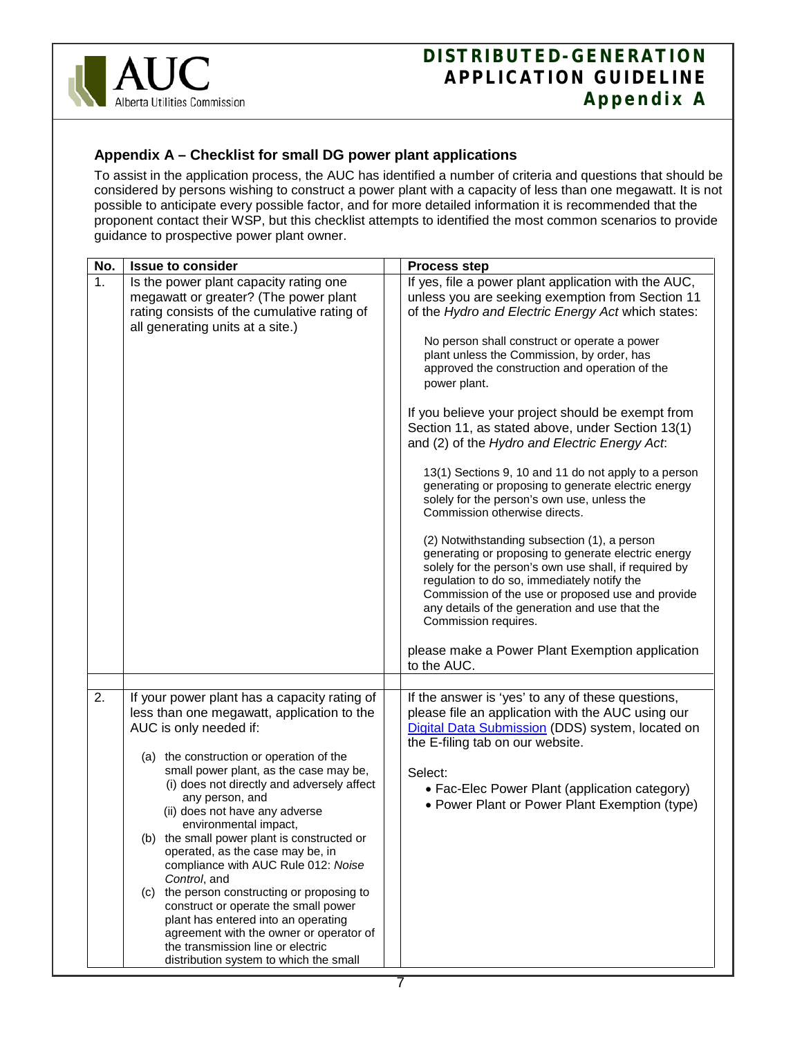## Appendix A – Checklist for small DG power plant applications

To assist in the application process, the AUC has identified a number of criteria and questions that should be considered by persons wishing to construct a power plant with a capacity of less than one megawatt. It is not possible to anticipate every possible factor, and for more detailed information it is recommended that the proponent contact their WSP, but this checklist attempts to identified the most common scenarios to provide guidance to prospective power plant owner.

| No. | Issue to consider | Process step |
|---|---|---|
| 1. | Is the power plant capacity rating one megawatt or greater? (The power plant rating consists of the cumulative rating of all generating units at a site.) | If yes, file a power plant application with the AUC, unless you are seeking exemption from Section 11 of the *Hydro and Electric Energy Act* which states:<br><br>No person shall construct or operate a power plant unless the Commission, by order, has approved the construction and operation of the power plant.<br><br>If you believe your project should be exempt from Section 11, as stated above, under Section 13(1) and (2) of the *Hydro and Electric Energy Act*:<br><br>13(1) Sections 9, 10 and 11 do not apply to a person generating or proposing to generate electric energy solely for the person's own use, unless the Commission otherwise directs.<br><br>(2) Notwithstanding subsection (1), a person generating or proposing to generate electric energy solely for the person's own use shall, if required by regulation to do so, immediately notify the Commission of the use or proposed use and provide any details of the generation and use that the Commission requires.<br><br>please make a Power Plant Exemption application to the AUC. |
| 2. | If your power plant has a capacity rating of less than one megawatt, application to the AUC is only needed if:<br><br>(a) the construction or operation of the small power plant, as the case may be,<br>(i) does not directly and adversely affect any person, and<br>(ii) does not have any adverse environmental impact,<br>(b) the small power plant is constructed or operated, as the case may be, in compliance with AUC Rule 012: *Noise Control*, and<br>(c) the person constructing or proposing to construct or operate the small power plant has entered into an operating agreement with the owner or operator of the transmission line or electric distribution system to which the small | If the answer is 'yes' to any of these questions, please file an application with the AUC using our Digital Data Submission (DDS) system, located on the E-filing tab on our website.<br><br>Select:<br>• Fac-Elec Power Plant (application category)<br>• Power Plant or Power Plant Exemption (type) |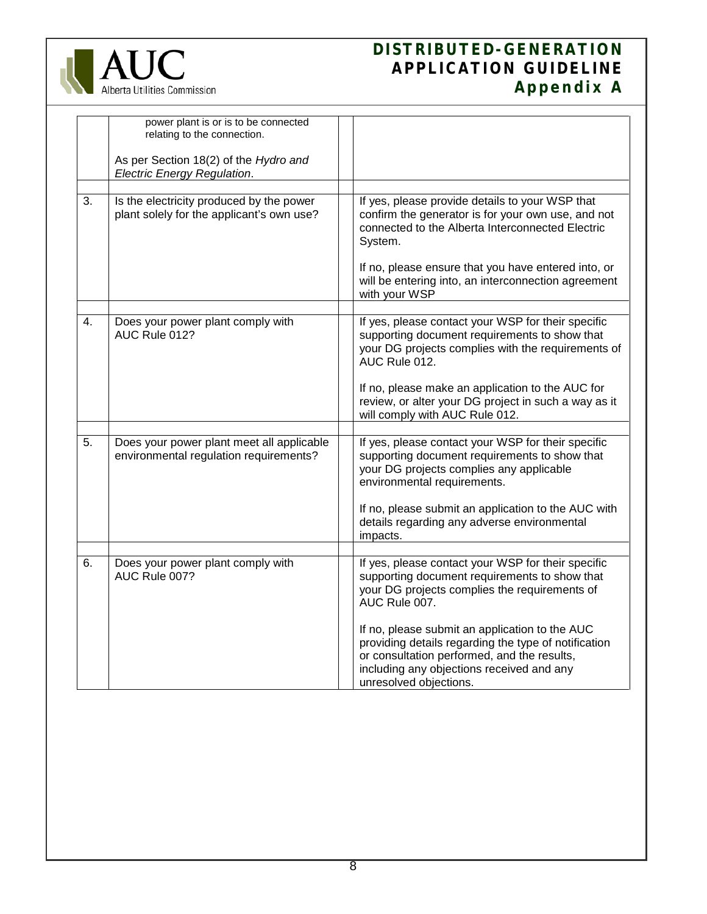| | | | |
|---|---|---|---|
| | power plant is or is to be connected relating to the connection.<br><br>As per Section 18(2) of the *Hydro and Electric Energy Regulation*. | | |
| 3. | Is the electricity produced by the power plant solely for the applicant's own use? | | If yes, please provide details to your WSP that confirm the generator is for your own use, and not connected to the Alberta Interconnected Electric System.<br><br>If no, please ensure that you have entered into, or will be entering into, an interconnection agreement with your WSP |
| 4. | Does your power plant comply with AUC Rule 012? | | If yes, please contact your WSP for their specific supporting document requirements to show that your DG projects complies with the requirements of AUC Rule 012.<br><br>If no, please make an application to the AUC for review, or alter your DG project in such a way as it will comply with AUC Rule 012. |
| 5. | Does your power plant meet all applicable environmental regulation requirements? | | If yes, please contact your WSP for their specific supporting document requirements to show that your DG projects complies any applicable environmental requirements.<br><br>If no, please submit an application to the AUC with details regarding any adverse environmental impacts. |
| 6. | Does your power plant comply with AUC Rule 007? | | If yes, please contact your WSP for their specific supporting document requirements to show that your DG projects complies the requirements of AUC Rule 007.<br><br>If no, please submit an application to the AUC providing details regarding the type of notification or consultation performed, and the results, including any objections received and any unresolved objections. |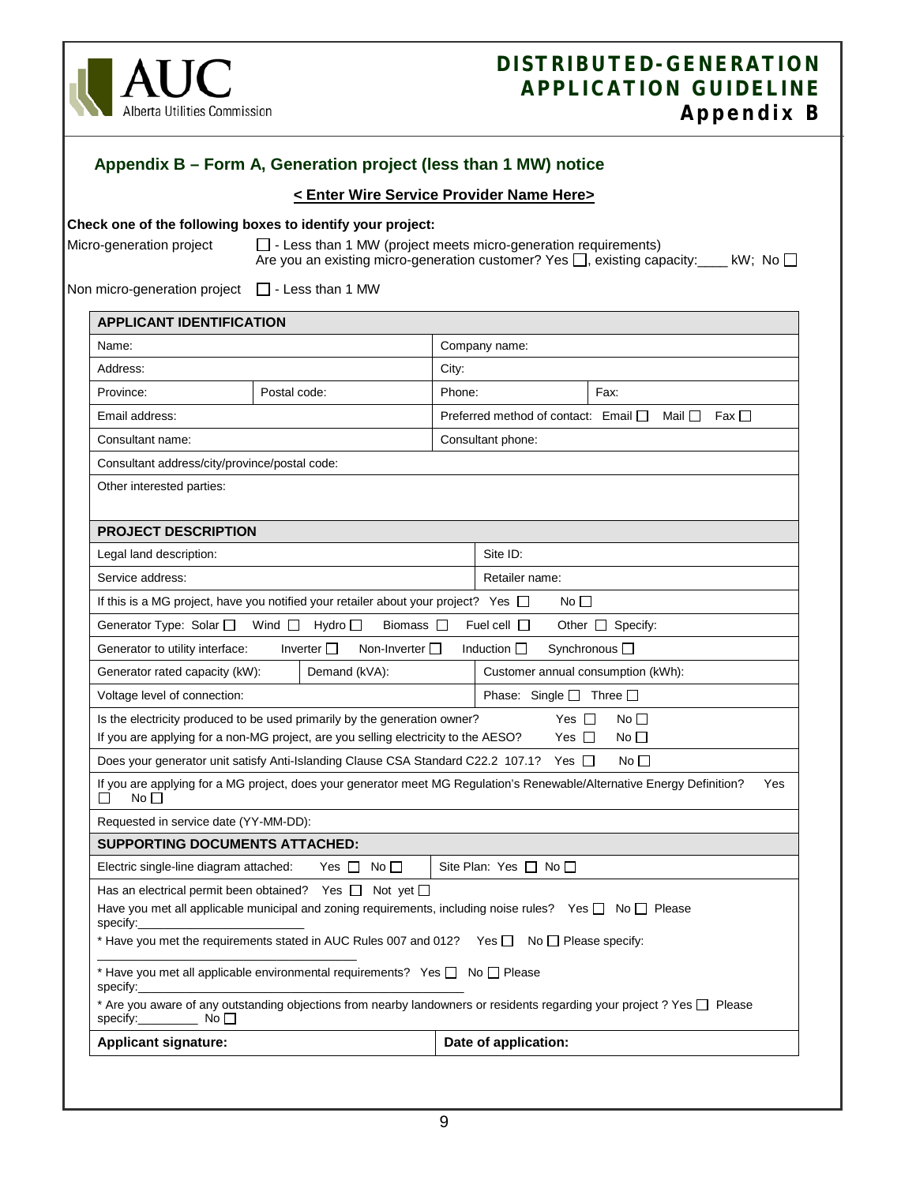## Appendix B – Form A, Generation project (less than 1 MW) notice

**< Enter Wire Service Provider Name Here>**

**Check one of the following boxes to identify your project:**

Micro-generation project ☐ - Less than 1 MW (project meets micro-generation requirements)
Are you an existing micro-generation customer? Yes ☐, existing capacity:____ kW; No ☐

Non micro-generation project ☐ - Less than 1 MW

| **APPLICANT IDENTIFICATION** | | | |
|---|---|---|---|
| Name: | | Company name: | |
| Address: | | City: | |
| Province: | Postal code: | Phone: | Fax: |
| Email address: | | Preferred method of contact: Email ☐ Mail ☐ Fax ☐ | |
| Consultant name: | | Consultant phone: | |
| Consultant address/city/province/postal code: | | | |
| Other interested parties: | | | |

| **PROJECT DESCRIPTION** | | |
|---|---|---|
| Legal land description: | | Site ID: |
| Service address: | | Retailer name: |
| If this is a MG project, have you notified your retailer about your project? Yes ☐ No ☐ | | |
| Generator Type: Solar ☐ Wind ☐ Hydro ☐ Biomass ☐ Fuel cell ☐ Other ☐ Specify: | | |
| Generator to utility interface: Inverter ☐ Non-Inverter ☐ Induction ☐ Synchronous ☐ | | |
| Generator rated capacity (kW): | Demand (kVA): | Customer annual consumption (kWh): |
| Voltage level of connection: | | Phase: Single ☐ Three ☐ |
| Is the electricity produced to be used primarily by the generation owner? Yes ☐ No ☐<br>If you are applying for a non-MG project, are you selling electricity to the AESO? Yes ☐ No ☐ | | |
| Does your generator unit satisfy Anti-Islanding Clause CSA Standard C22.2 107.1? Yes ☐ No ☐ | | |
| If you are applying for a MG project, does your generator meet MG Regulation's Renewable/Alternative Energy Definition? Yes ☐ No ☐ | | |
| Requested in service date (YY-MM-DD): | | |

| **SUPPORTING DOCUMENTS ATTACHED:** | |
|---|---|
| Electric single-line diagram attached: Yes ☐ No ☐ | Site Plan: Yes ☐ No ☐ |
| Has an electrical permit been obtained? Yes ☐ Not yet ☐<br>Have you met all applicable municipal and zoning requirements, including noise rules? Yes ☐ No ☐ Please specify:________________________<br>* Have you met the requirements stated in AUC Rules 007 and 012? Yes ☐ No ☐ Please specify: ____________________________________<br>* Have you met all applicable environmental requirements? Yes ☐ No ☐ Please specify:______________________________________________<br>* Are you aware of any outstanding objections from nearby landowners or residents regarding your project ? Yes ☐ Please specify:_________ No ☐ | |
| **Applicant signature:** | **Date of application:** |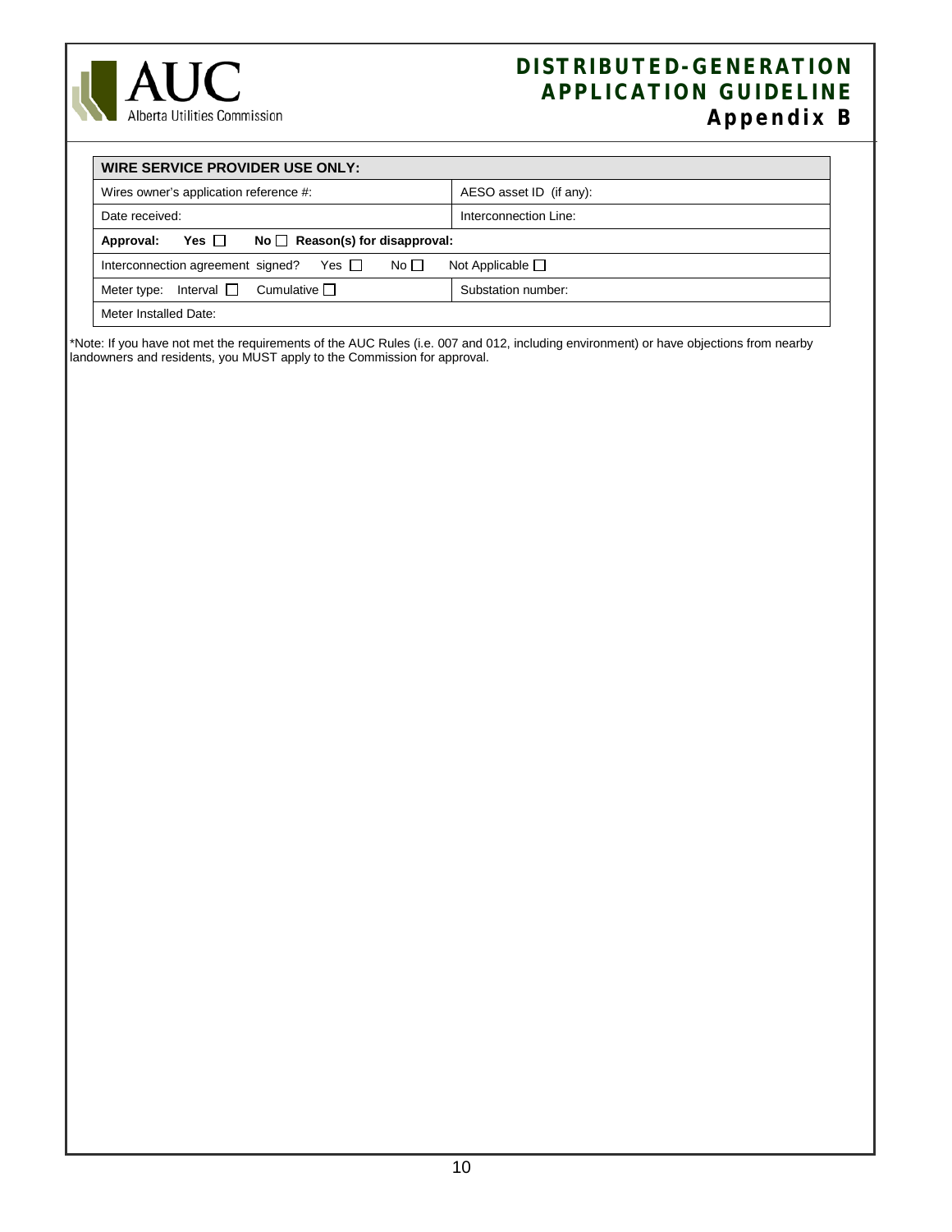| WIRE SERVICE PROVIDER USE ONLY: | |
|---|---|
| Wires owner's application reference #: | AESO asset ID (if any): |
| Date received: | Interconnection Line: |
| **Approval: Yes ☐ No ☐ Reason(s) for disapproval:** | |
| Interconnection agreement signed? Yes ☐ No ☐ Not Applicable ☐ | |
| Meter type: Interval ☐ Cumulative ☐ | Substation number: |
| Meter Installed Date: | |

*Note: If you have not met the requirements of the AUC Rules (i.e. 007 and 012, including environment) or have objections from nearby landowners and residents, you MUST apply to the Commission for approval.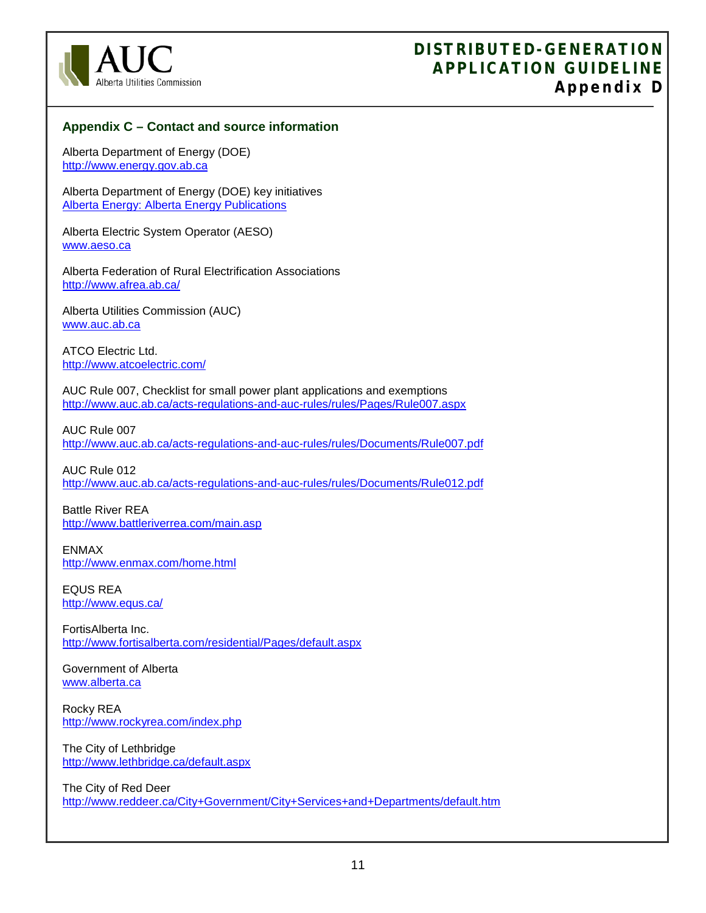## Appendix C – Contact and source information

Alberta Department of Energy (DOE)
http://www.energy.gov.ab.ca

Alberta Department of Energy (DOE) key initiatives
Alberta Energy: Alberta Energy Publications

Alberta Electric System Operator (AESO)
www.aeso.ca

Alberta Federation of Rural Electrification Associations
http://www.afrea.ab.ca/

Alberta Utilities Commission (AUC)
www.auc.ab.ca

ATCO Electric Ltd.
http://www.atcoelectric.com/

AUC Rule 007, Checklist for small power plant applications and exemptions
http://www.auc.ab.ca/acts-regulations-and-auc-rules/rules/Pages/Rule007.aspx

AUC Rule 007
http://www.auc.ab.ca/acts-regulations-and-auc-rules/rules/Documents/Rule007.pdf

AUC Rule 012
http://www.auc.ab.ca/acts-regulations-and-auc-rules/rules/Documents/Rule012.pdf

Battle River REA
http://www.battleriverrea.com/main.asp

ENMAX
http://www.enmax.com/home.html

EQUS REA
http://www.equs.ca/

FortisAlberta Inc.
http://www.fortisalberta.com/residential/Pages/default.aspx

Government of Alberta
www.alberta.ca

Rocky REA
http://www.rockyrea.com/index.php

The City of Lethbridge
http://www.lethbridge.ca/default.aspx

The City of Red Deer
http://www.reddeer.ca/City+Government/City+Services+and+Departments/default.htm